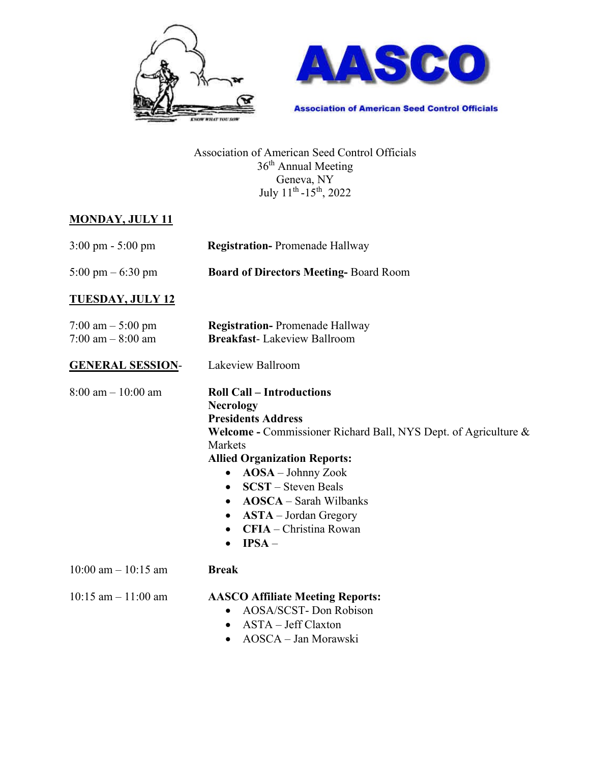# AASCO

**Association of American Seed Control Officials**

Association of American Seed Control Officials
36th Annual Meeting
Geneva, NY
July 11th -15th, 2022

## MONDAY, JULY 11

| | |
|---|---|
| 3:00 pm - 5:00 pm | **Registration-** Promenade Hallway |
| 5:00 pm – 6:30 pm | **Board of Directors Meeting-** Board Room |

## TUESDAY, JULY 12

| | |
|---|---|
| 7:00 am – 5:00 pm | **Registration-** Promenade Hallway |
| 7:00 am – 8:00 am | **Breakfast**- Lakeview Ballroom |

**GENERAL SESSION**- Lakeview Ballroom

8:00 am – 10:00 am

**Roll Call – Introductions**
**Necrology**
**Presidents Address**
**Welcome -** Commissioner Richard Ball, NYS Dept. of Agriculture & Markets
**Allied Organization Reports:**

- **AOSA** – Johnny Zook
- **SCST** – Steven Beals
- **AOSCA** – Sarah Wilbanks
- **ASTA** – Jordan Gregory
- **CFIA** – Christina Rowan
- **IPSA** –

10:00 am – 10:15 am **Break**

10:15 am – 11:00 am

**AASCO Affiliate Meeting Reports:**

- AOSA/SCST- Don Robison
- ASTA – Jeff Claxton
- AOSCA – Jan Morawski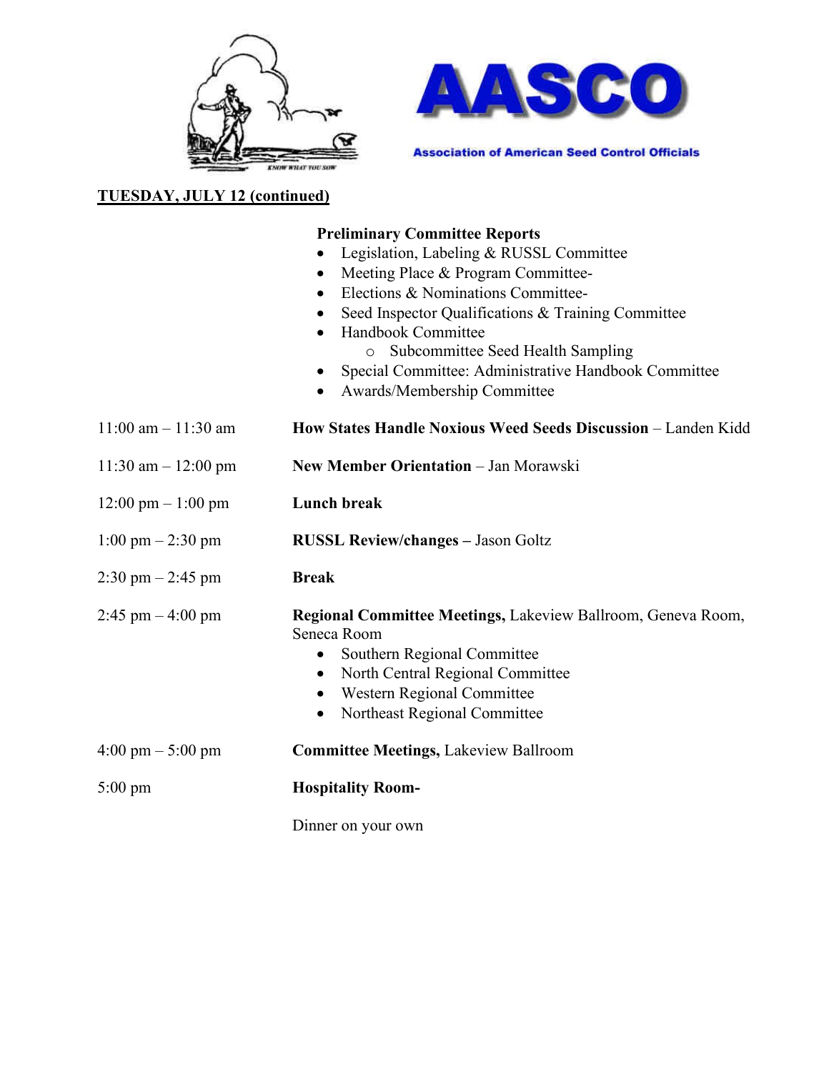**Association of American Seed Control Officials**

**TUESDAY, JULY 12 (continued)**

**Preliminary Committee Reports**

- Legislation, Labeling & RUSSL Committee
- Meeting Place & Program Committee-
- Elections & Nominations Committee-
- Seed Inspector Qualifications & Training Committee
- Handbook Committee
  - Subcommittee Seed Health Sampling
- Special Committee: Administrative Handbook Committee
- Awards/Membership Committee

11:00 am – 11:30 am — **How States Handle Noxious Weed Seeds Discussion** – Landen Kidd

11:30 am – 12:00 pm — **New Member Orientation** – Jan Morawski

12:00 pm – 1:00 pm — **Lunch break**

1:00 pm – 2:30 pm — **RUSSL Review/changes –** Jason Goltz

2:30 pm – 2:45 pm — **Break**

2:45 pm – 4:00 pm — **Regional Committee Meetings,** Lakeview Ballroom, Geneva Room, Seneca Room

- Southern Regional Committee
- North Central Regional Committee
- Western Regional Committee
- Northeast Regional Committee

4:00 pm – 5:00 pm — **Committee Meetings,** Lakeview Ballroom

5:00 pm — **Hospitality Room-**

Dinner on your own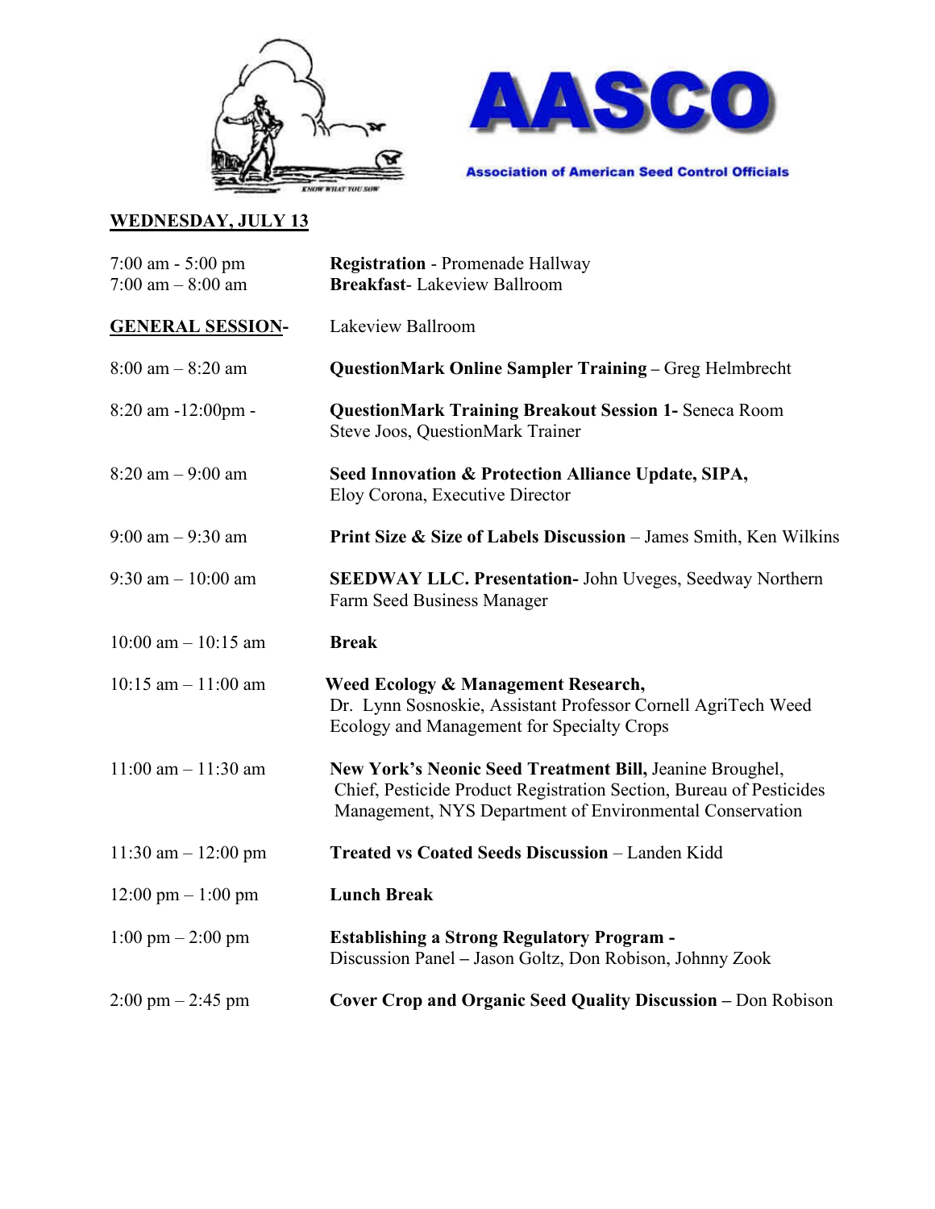AASCO

Association of American Seed Control Officials

KNOW WHAT YOU SOW

**WEDNESDAY, JULY 13**

| | |
|---|---|
| 7:00 am - 5:00 pm | **Registration** - Promenade Hallway |
| 7:00 am – 8:00 am | **Breakfast**- Lakeview Ballroom |
| **GENERAL SESSION-** | Lakeview Ballroom |
| 8:00 am – 8:20 am | **QuestionMark Online Sampler Training** – Greg Helmbrecht |
| 8:20 am -12:00pm - | **QuestionMark Training Breakout Session 1-** Seneca Room<br>Steve Joos, QuestionMark Trainer |
| 8:20 am – 9:00 am | **Seed Innovation & Protection Alliance Update, SIPA,**<br>Eloy Corona, Executive Director |
| 9:00 am – 9:30 am | **Print Size & Size of Labels Discussion** – James Smith, Ken Wilkins |
| 9:30 am – 10:00 am | **SEEDWAY LLC. Presentation-** John Uveges, Seedway Northern Farm Seed Business Manager |
| 10:00 am – 10:15 am | **Break** |
| 10:15 am – 11:00 am | **Weed Ecology & Management Research,**<br>Dr. Lynn Sosnoskie, Assistant Professor Cornell AgriTech Weed Ecology and Management for Specialty Crops |
| 11:00 am – 11:30 am | **New York's Neonic Seed Treatment Bill,** Jeanine Broughel, Chief, Pesticide Product Registration Section, Bureau of Pesticides Management, NYS Department of Environmental Conservation |
| 11:30 am – 12:00 pm | **Treated vs Coated Seeds Discussion** – Landen Kidd |
| 12:00 pm – 1:00 pm | **Lunch Break** |
| 1:00 pm – 2:00 pm | **Establishing a Strong Regulatory Program -**<br>Discussion Panel – Jason Goltz, Don Robison, Johnny Zook |
| 2:00 pm – 2:45 pm | **Cover Crop and Organic Seed Quality Discussion –** Don Robison |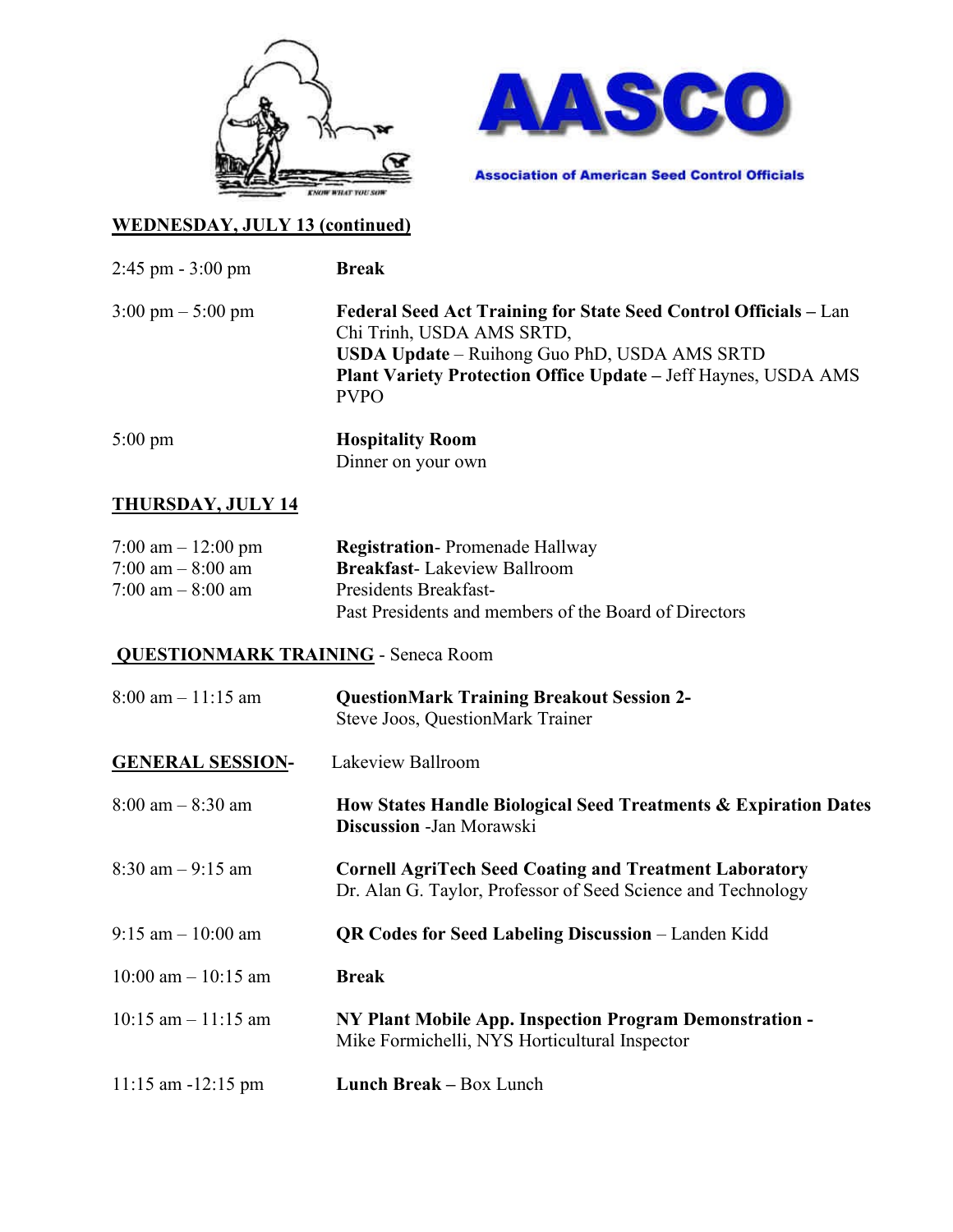**AASCO**

**Association of American Seed Control Officials**

## WEDNESDAY, JULY 13 (continued)

| | |
|---|---|
| 2:45 pm - 3:00 pm | **Break** |
| 3:00 pm – 5:00 pm | **Federal Seed Act Training for State Seed Control Officials –** Lan Chi Trinh, USDA AMS SRTD,<br>**USDA Update** – Ruihong Guo PhD, USDA AMS SRTD<br>**Plant Variety Protection Office Update –** Jeff Haynes, USDA AMS PVPO |
| 5:00 pm | **Hospitality Room**<br>Dinner on your own |

## THURSDAY, JULY 14

| | |
|---|---|
| 7:00 am – 12:00 pm | **Registration**- Promenade Hallway |
| 7:00 am – 8:00 am | **Breakfast**- Lakeview Ballroom |
| 7:00 am – 8:00 am | Presidents Breakfast-<br>Past Presidents and members of the Board of Directors |

### QUESTIONMARK TRAINING - Seneca Room

| | |
|---|---|
| 8:00 am – 11:15 am | **QuestionMark Training Breakout Session 2-**<br>Steve Joos, QuestionMark Trainer |

### GENERAL SESSION- Lakeview Ballroom

| | |
|---|---|
| 8:00 am – 8:30 am | **How States Handle Biological Seed Treatments & Expiration Dates Discussion** -Jan Morawski |
| 8:30 am – 9:15 am | **Cornell AgriTech Seed Coating and Treatment Laboratory**<br>Dr. Alan G. Taylor, Professor of Seed Science and Technology |
| 9:15 am – 10:00 am | **QR Codes for Seed Labeling Discussion** – Landen Kidd |
| 10:00 am – 10:15 am | **Break** |
| 10:15 am – 11:15 am | **NY Plant Mobile App. Inspection Program Demonstration -**<br>Mike Formichelli, NYS Horticultural Inspector |
| 11:15 am -12:15 pm | **Lunch Break –** Box Lunch |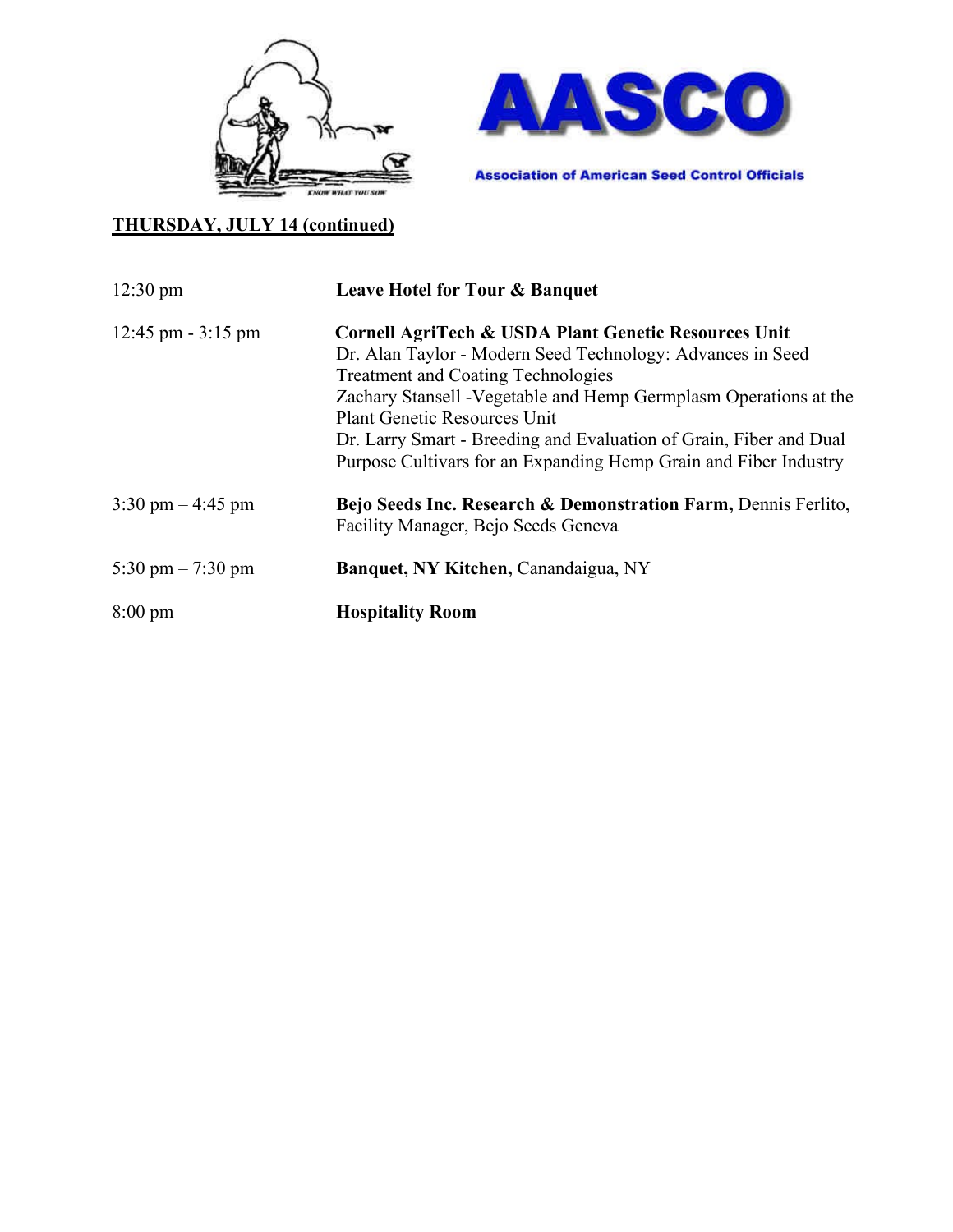AASCO

Association of American Seed Control Officials

KNOW WHAT YOU SOW

**THURSDAY, JULY 14 (continued)**

| | |
|---|---|
| 12:30 pm | **Leave Hotel for Tour & Banquet** |
| 12:45 pm - 3:15 pm | **Cornell AgriTech & USDA Plant Genetic Resources Unit**<br>Dr. Alan Taylor - Modern Seed Technology: Advances in Seed Treatment and Coating Technologies<br>Zachary Stansell -Vegetable and Hemp Germplasm Operations at the Plant Genetic Resources Unit<br>Dr. Larry Smart - Breeding and Evaluation of Grain, Fiber and Dual Purpose Cultivars for an Expanding Hemp Grain and Fiber Industry |
| 3:30 pm – 4:45 pm | **Bejo Seeds Inc. Research & Demonstration Farm,** Dennis Ferlito, Facility Manager, Bejo Seeds Geneva |
| 5:30 pm – 7:30 pm | **Banquet, NY Kitchen,** Canandaigua, NY |
| 8:00 pm | **Hospitality Room** |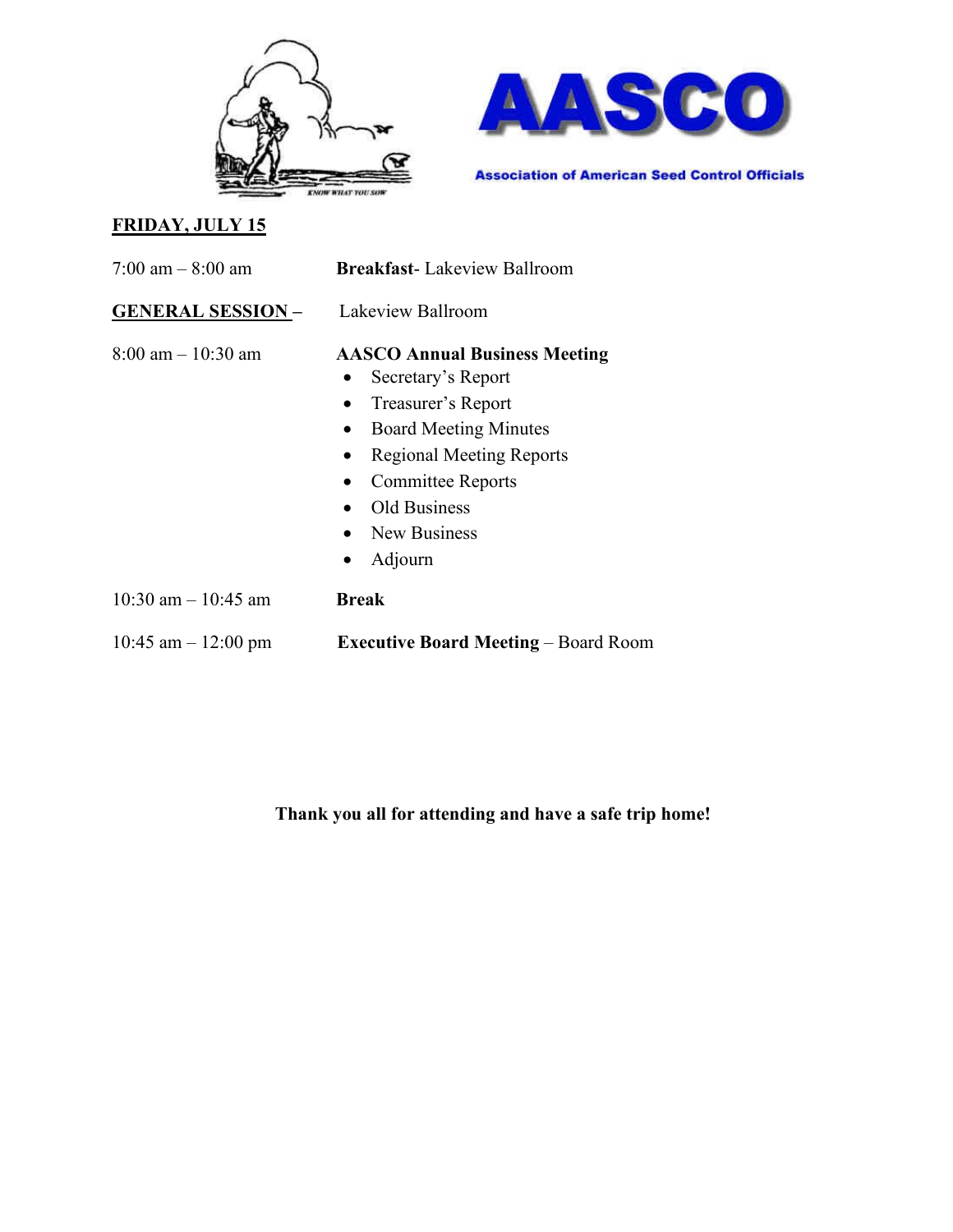**AASCO**

**Association of American Seed Control Officials**

KNOW WHAT YOU SOW

## FRIDAY, JULY 15

| | |
|---|---|
| 7:00 am – 8:00 am | **Breakfast**- Lakeview Ballroom |
| **GENERAL SESSION –** | Lakeview Ballroom |
| 8:00 am – 10:30 am | **AASCO Annual Business Meeting**<br>• Secretary's Report<br>• Treasurer's Report<br>• Board Meeting Minutes<br>• Regional Meeting Reports<br>• Committee Reports<br>• Old Business<br>• New Business<br>• Adjourn |
| 10:30 am – 10:45 am | **Break** |
| 10:45 am – 12:00 pm | **Executive Board Meeting** – Board Room |

**Thank you all for attending and have a safe trip home!**